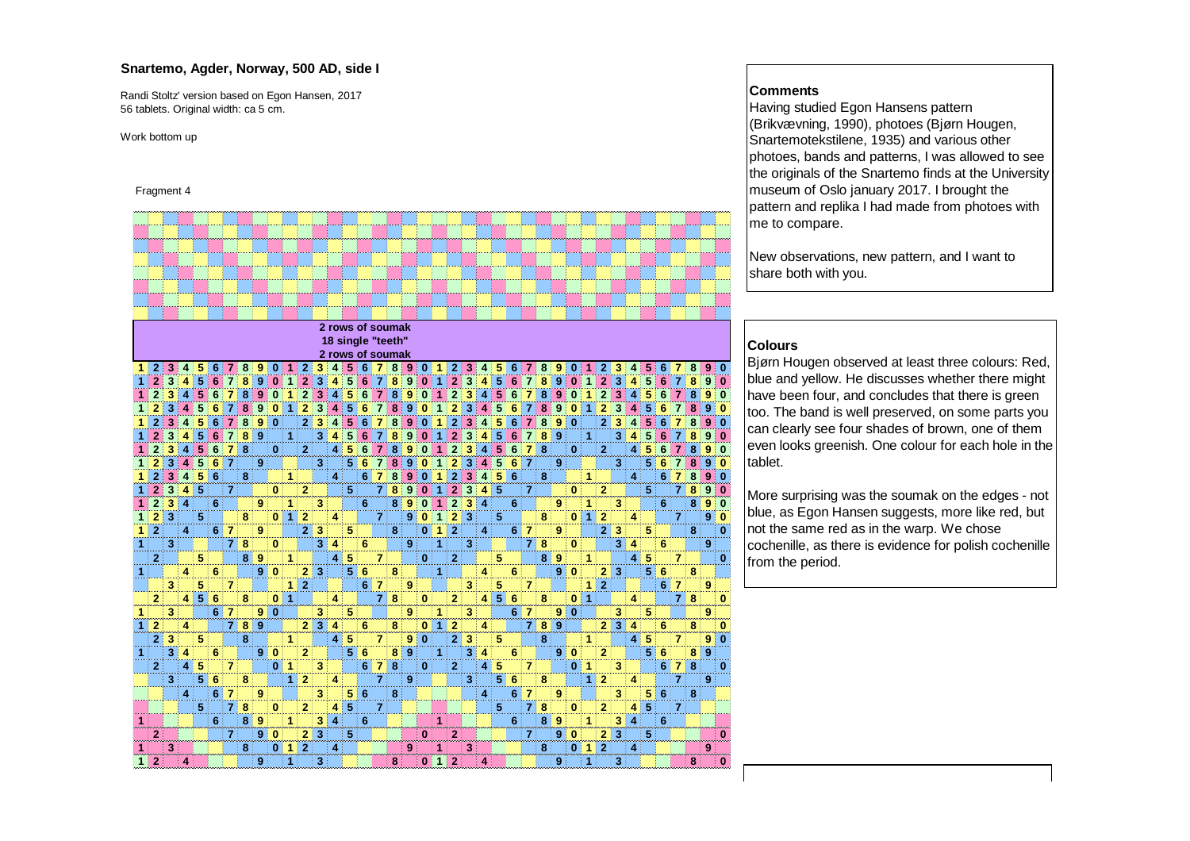## Snartemo, Agder, Norway, 500 AD, side I

Randi Stoltz' version based on Egon Hansen, 2017
56 tablets. Original width: ca 5 cm.

Work bottom up

Fragment 4

2 rows of soumak
18 single "teeth"
2 rows of soumak

### Comments

Having studied Egon Hansens pattern (Brikvævning, 1990), photoes (Bjørn Hougen, Snartemotekstilene, 1935) and various other photoes, bands and patterns, I was allowed to see the originals of the Snartemo finds at the University museum of Oslo january 2017. I brought the pattern and replika I had made from photoes with me to compare.

New observations, new pattern, and I want to share both with you.

### Colours

Bjørn Hougen observed at least three colours: Red, blue and yellow. He discusses whether there might have been four, and concludes that there is green too. The band is well preserved, on some parts you can clearly see four shades of brown, one of them even looks greenish. One colour for each hole in the tablet.

More surprising was the soumak on the edges - not blue, as Egon Hansen suggests, more like red, but not the same red as in the warp. We chose cochenille, as there is evidence for polish cochenille from the period.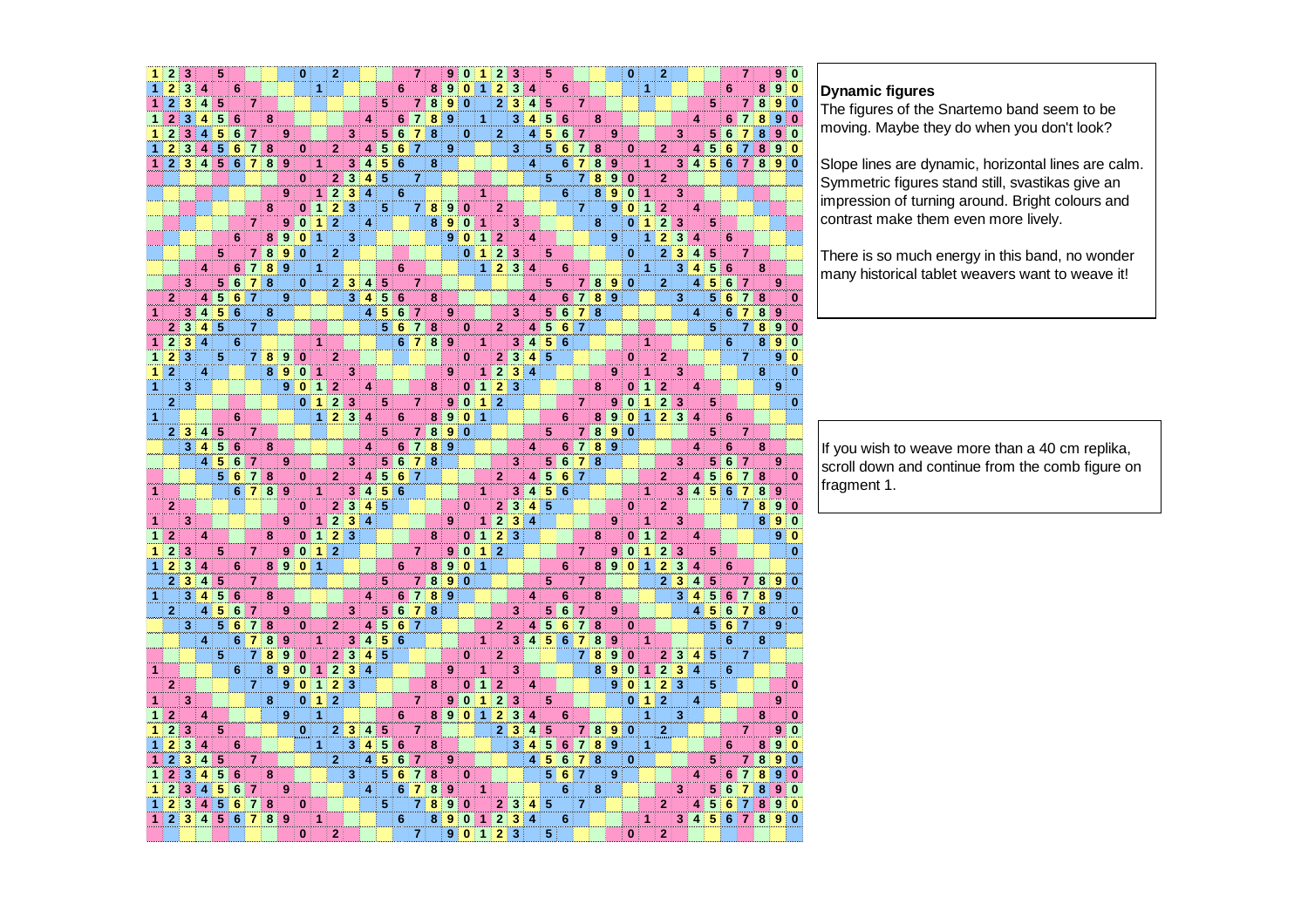**Dynamic figures**

The figures of the Snartemo band seem to be moving. Maybe they do when you don't look?

Slope lines are dynamic, horizontal lines are calm. Symmetric figures stand still, svastikas give an impression of turning around. Bright colours and contrast make them even more lively.

There is so much energy in this band, no wonder many historical tablet weavers want to weave it!

If you wish to weave more than a 40 cm replika, scroll down and continue from the comb figure on fragment 1.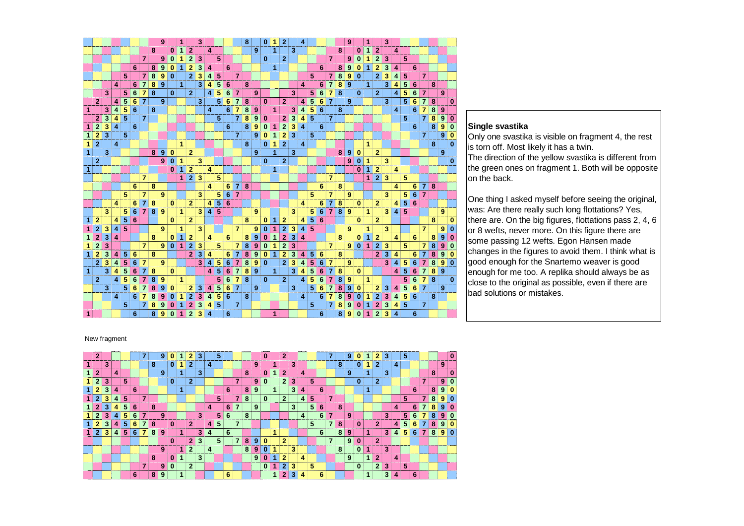New fragment

## Single svastika

Only one svastika is visible on fragment 4, the rest is torn off. Most likely it has a twin.
The direction of the yellow svastika is different from the green ones on fragment 1. Both will be opposite on the back.

One thing I asked myself before seeing the original, was: Are there really such long flottations? Yes, there are. On the big figures, flottations pass 2, 4, 6 or 8 wefts, never more. On this figure there are some passing 12 wefts. Egon Hansen made changes in the figures to avoid them. I think what is good enough for the Snartemo weaver is good enough for me too. A replika should always be as close to the original as possible, even if there are bad solutions or mistakes.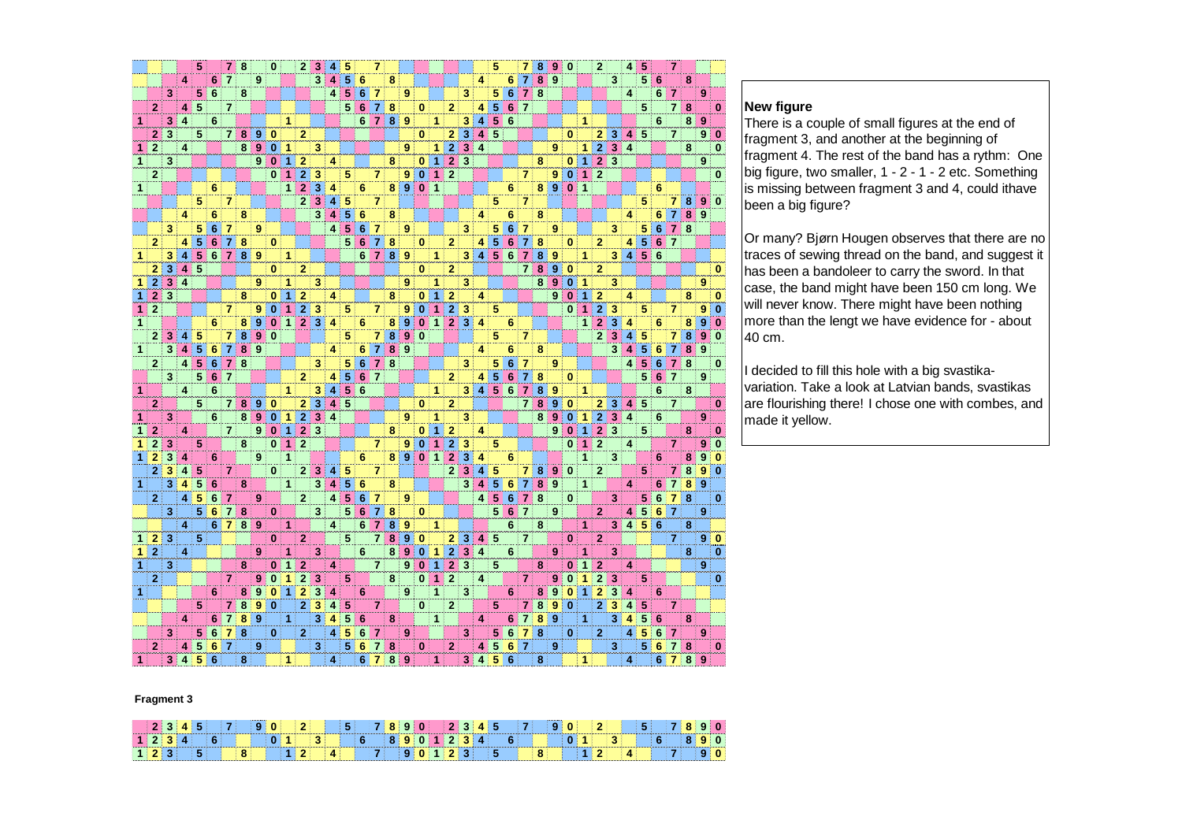**New figure**

There is a couple of small figures at the end of fragment 3, and another at the beginning of fragment 4. The rest of the band has a rythm: One big figure, two smaller, 1 - 2 - 1 - 2 etc. Something is missing between fragment 3 and 4, could ithave been a big figure?

Or many? Bjørn Hougen observes that there are no traces of sewing thread on the band, and suggest it has been a bandoleer to carry the sword. In that case, the band might have been 150 cm long. We will never know. There might have been nothing more than the lengt we have evidence for - about 40 cm.

I decided to fill this hole with a big svastika-variation. Take a look at Latvian bands, svastikas are flourishing there! I chose one with combes, and made it yellow.

**Fragment 3**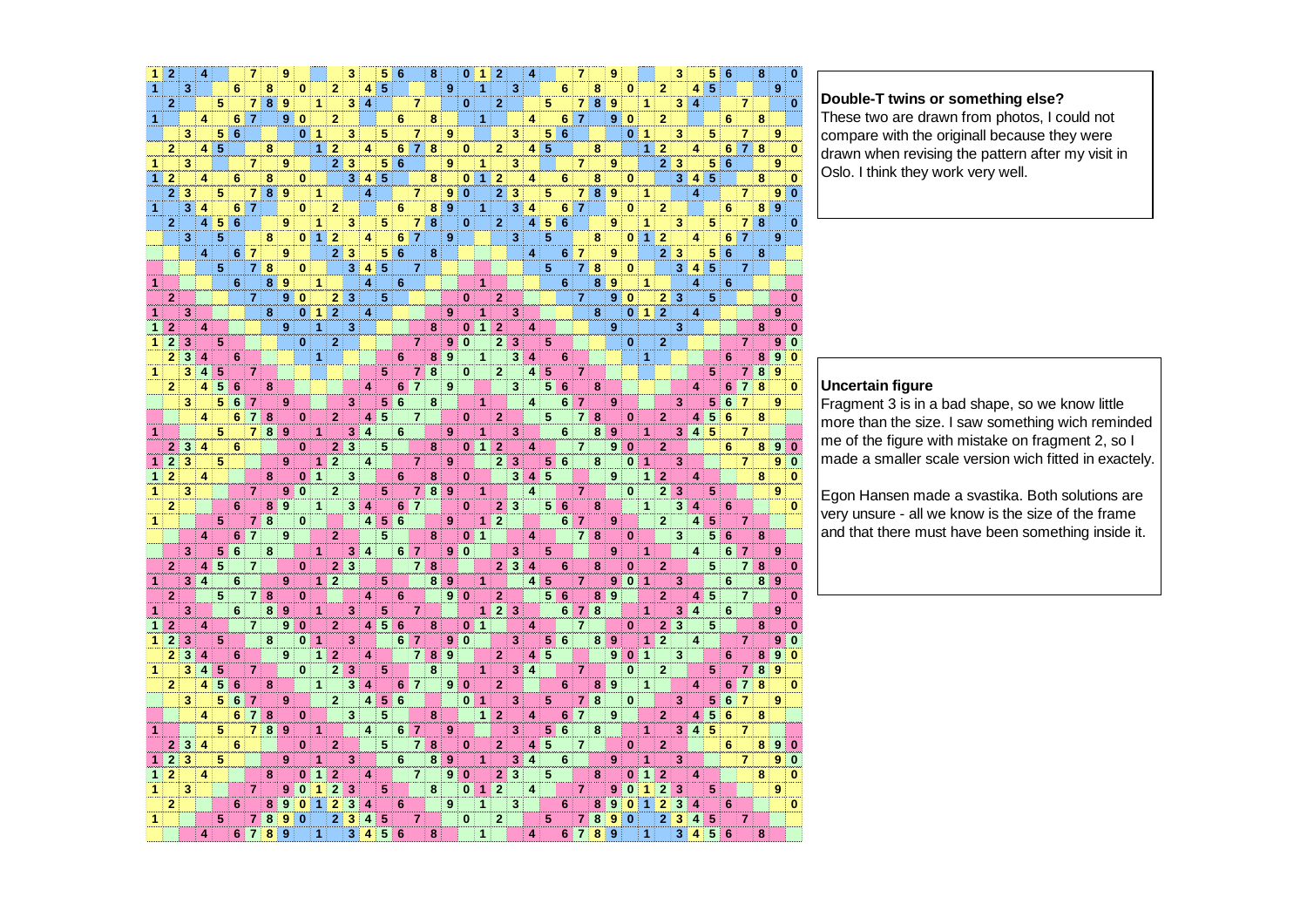**Double-T twins or something else?**

These two are drawn from photos, I could not compare with the originall because they were drawn when revising the pattern after my visit in Oslo. I think they work very well.

**Uncertain figure**

Fragment 3 is in a bad shape, so we know little more than the size. I saw something wich reminded me of the figure with mistake on fragment 2, so I made a smaller scale version wich fitted in exactely.

Egon Hansen made a svastika. Both solutions are very unsure - all we know is the size of the frame and that there must have been something inside it.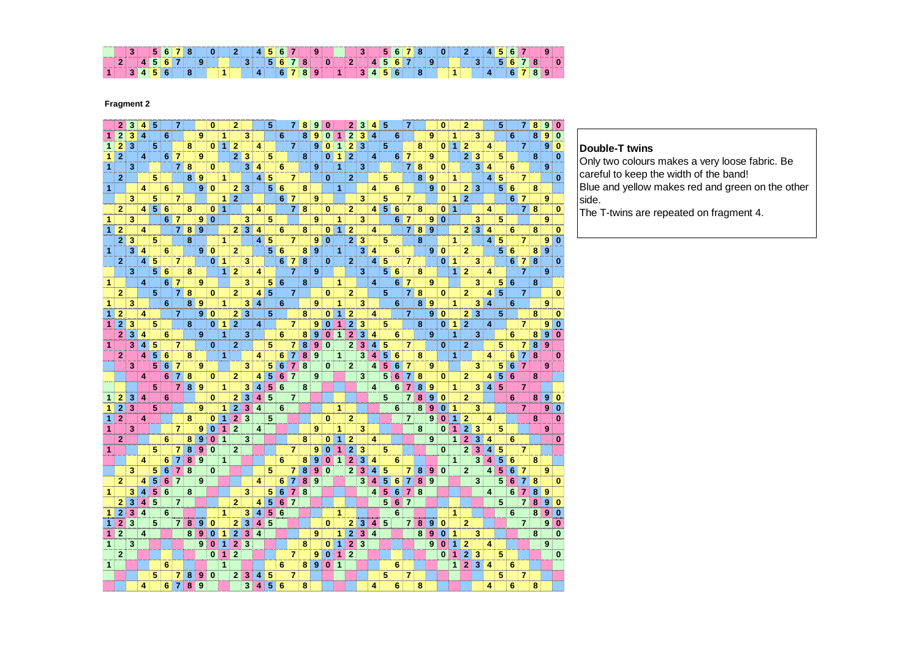**Fragment 2**

**Double-T twins**

Only two colours makes a very loose fabric. Be careful to keep the width of the band!

Blue and yellow makes red and green on the other side.

The T-twins are repeated on fragment 4.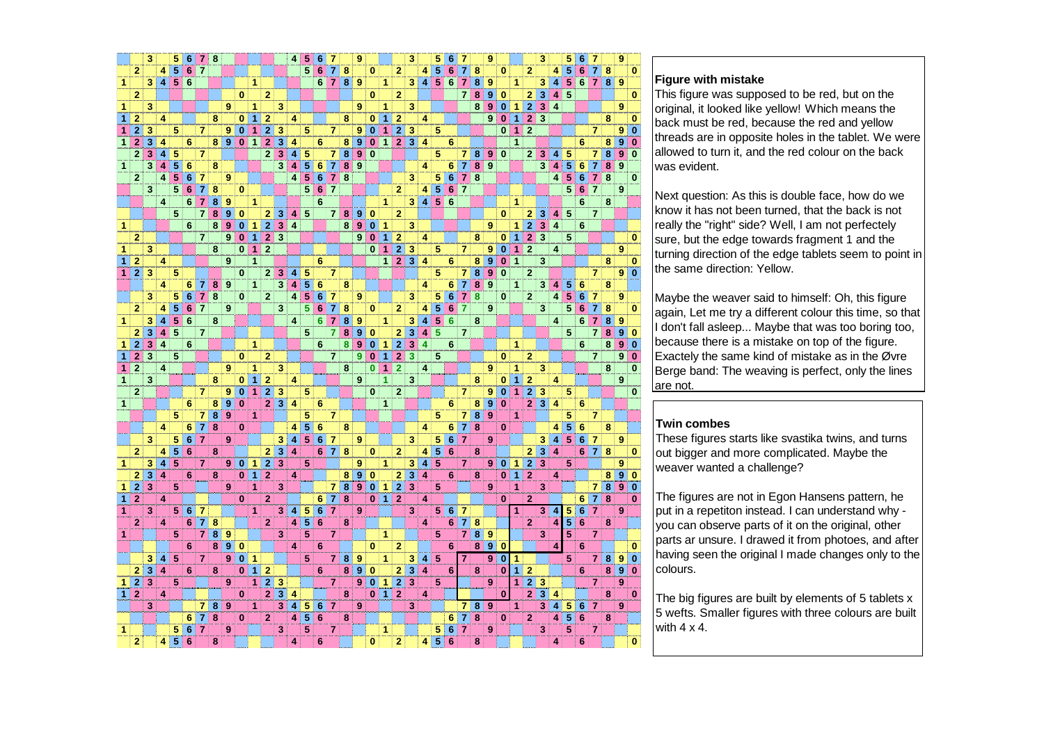## Figure with mistake

This figure was supposed to be red, but on the original, it looked like yellow! Which means the back must be red, because the red and yellow threads are in opposite holes in the tablet. We were allowed to turn it, and the red colour on the back was evident.

Next question: As this is double face, how do we know it has not been turned, that the back is not really the "right" side? Well, I am not perfectely sure, but the edge towards fragment 1 and the turning direction of the edge tablets seem to point in the same direction: Yellow.

Maybe the weaver said to himself: Oh, this figure again, Let me try a different colour this time, so that I don't fall asleep... Maybe that was too boring too, because there is a mistake on top of the figure. Exactely the same kind of mistake as in the Øvre Berge band: The weaving is perfect, only the lines are not.

## Twin combes

These figures starts like svastika twins, and turns out bigger and more complicated. Maybe the weaver wanted a challenge?

The figures are not in Egon Hansens pattern, he put in a repetiton instead. I can understand why - you can observe parts of it on the original, other parts ar unsure. I drawed it from photoes, and after having seen the original I made changes only to the colours.

The big figures are built by elements of 5 tablets x 5 wefts. Smaller figures with three colours are built with 4 x 4.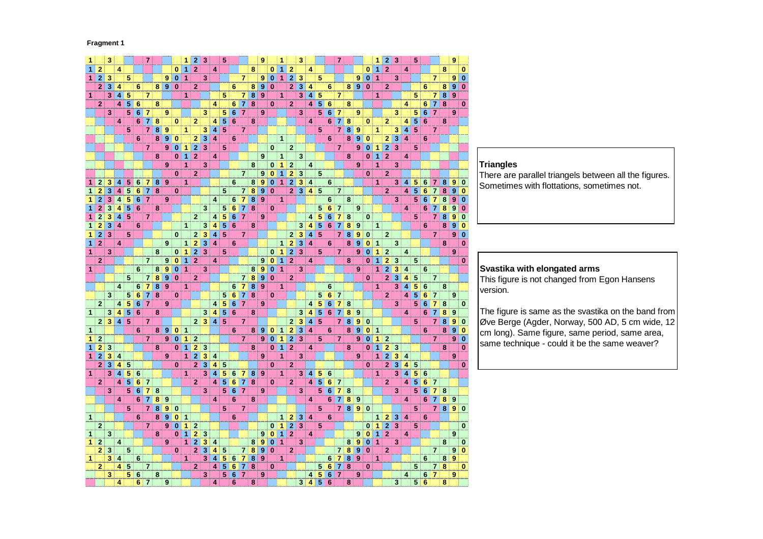**Fragment 1**

**Triangles**

There are parallel triangels between all the figures. Sometimes with flottations, sometimes not.

**Svastika with elongated arms**

This figure is not changed from Egon Hansens version.

The figure is same as the svastika on the band from Øve Berge (Agder, Norway, 500 AD, 5 cm wide, 12 cm long). Same figure, same period, same area, same technique - could it be the same weaver?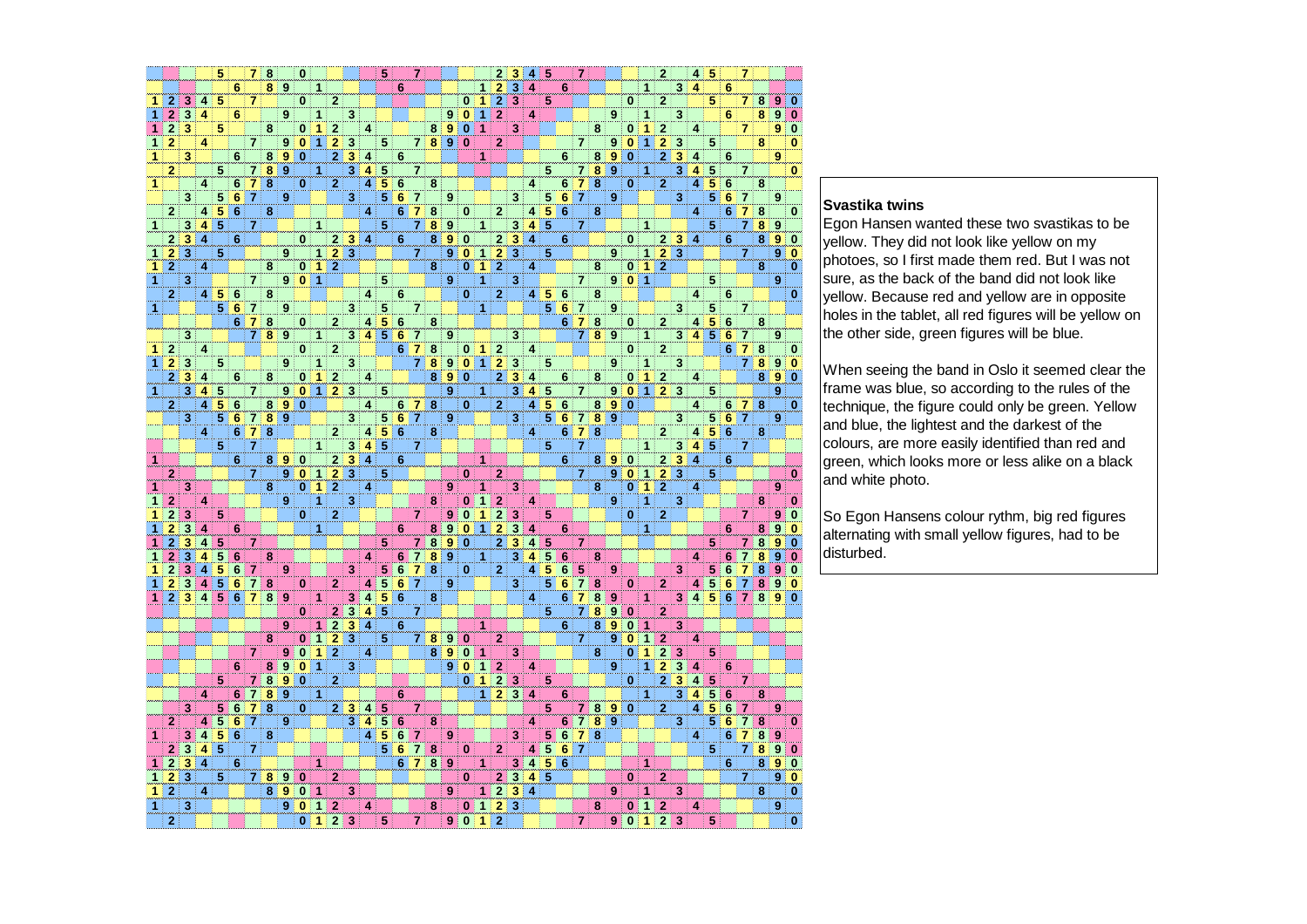**Svastika twins**

Egon Hansen wanted these two svastikas to be yellow. They did not look like yellow on my photoes, so I first made them red. But I was not sure, as the back of the band did not look like yellow. Because red and yellow are in opposite holes in the tablet, all red figures will be yellow on the other side, green figures will be blue.

When seeing the band in Oslo it seemed clear the frame was blue, so according to the rules of the technique, the figure could only be green. Yellow and blue, the lightest and the darkest of the colours, are more easily identified than red and green, which looks more or less alike on a black and white photo.

So Egon Hansens colour rythm, big red figures alternating with small yellow figures, had to be disturbed.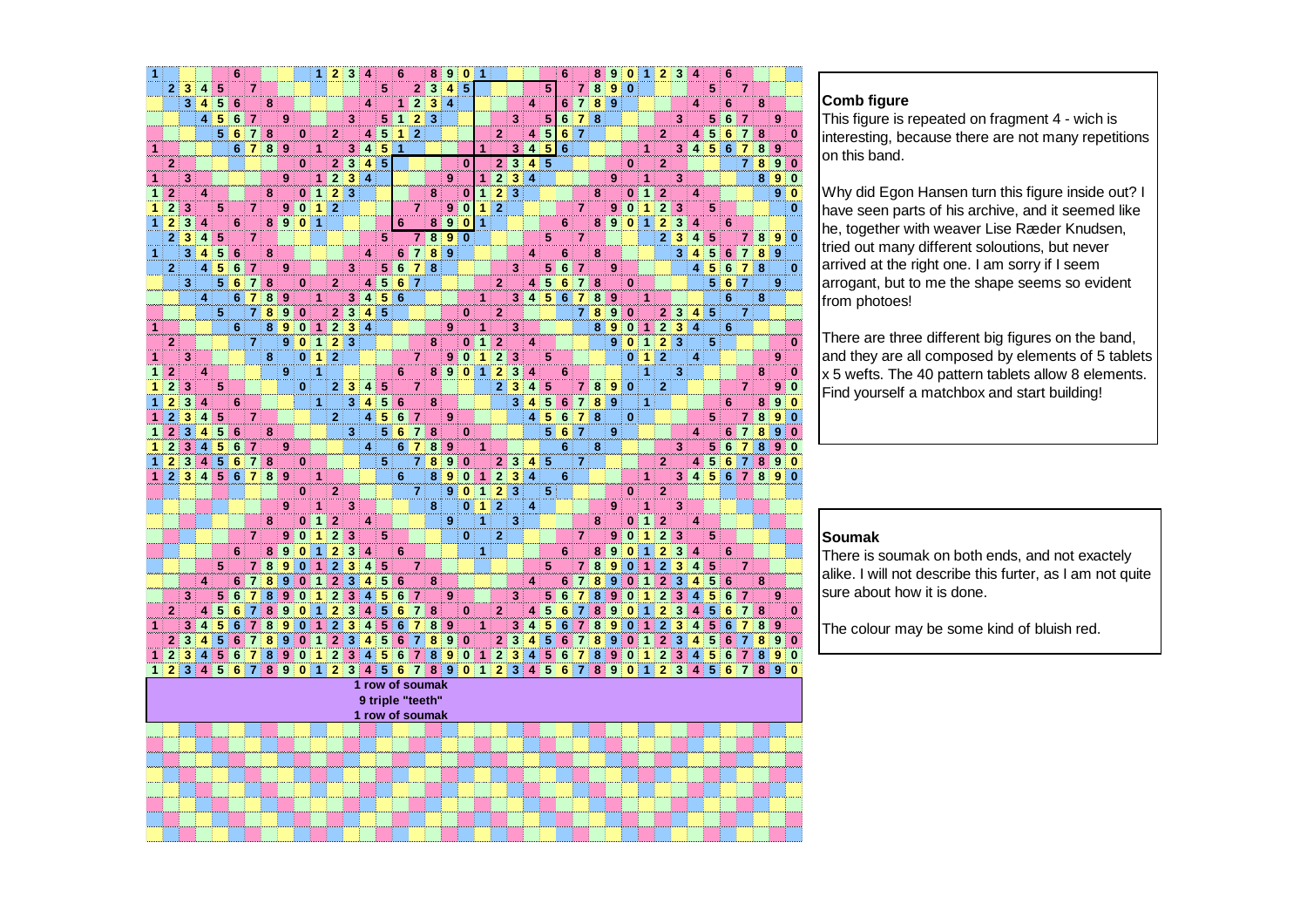1 row of soumak
9 triple "teeth"
1 row of soumak

**Comb figure**

This figure is repeated on fragment 4 - wich is interesting, because there are not many repetitions on this band.

Why did Egon Hansen turn this figure inside out? I have seen parts of his archive, and it seemed like he, together with weaver Lise Ræder Knudsen, tried out many different soloutions, but never arrived at the right one. I am sorry if I seem arrogant, but to me the shape seems so evident from photoes!

There are three different big figures on the band, and they are all composed by elements of 5 tablets x 5 wefts. The 40 pattern tablets allow 8 elements. Find yourself a matchbox and start building!

**Soumak**

There is soumak on both ends, and not exactely alike. I will not describe this furter, as I am not quite sure about how it is done.

The colour may be some kind of bluish red.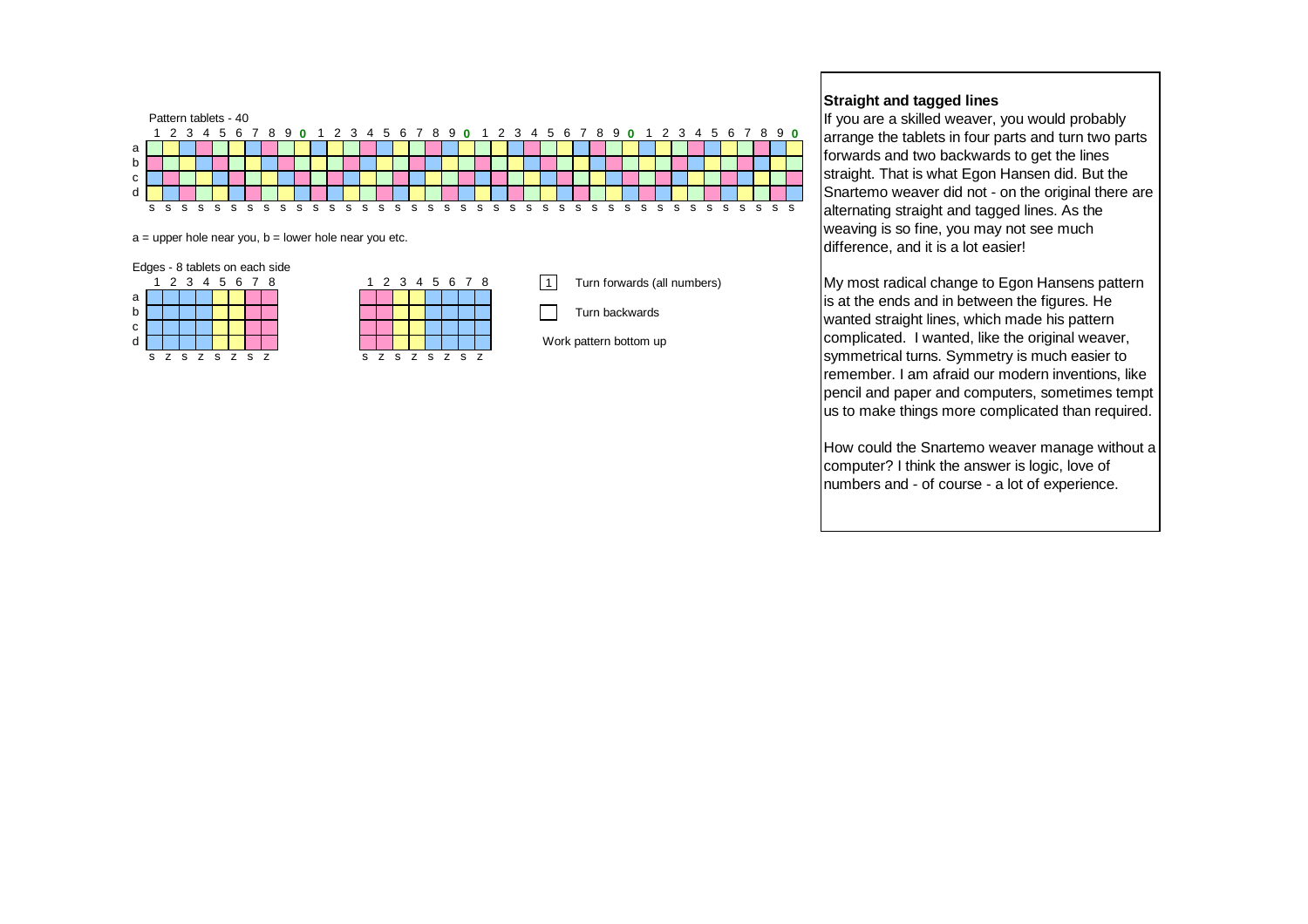Pattern tablets - 40

| | 1 | 2 | 3 | 4 | 5 | 6 | 7 | 8 | 9 | 0 | 1 | 2 | 3 | 4 | 5 | 6 | 7 | 8 | 9 | 0 | 1 | 2 | 3 | 4 | 5 | 6 | 7 | 8 | 9 | 0 | 1 | 2 | 3 | 4 | 5 | 6 | 7 | 8 | 9 | 0 |
|---|---|---|---|---|---|---|---|---|---|---|---|---|---|---|---|---|---|---|---|---|---|---|---|---|---|---|---|---|---|---|---|---|---|---|---|---|---|---|---|---|
| a | | | | | | | | | | | | | | | | | | | | | | | | | | | | | | | | | | | | | | | | |
| b | | | | | | | | | | | | | | | | | | | | | | | | | | | | | | | | | | | | | | | | |
| c | | | | | | | | | | | | | | | | | | | | | | | | | | | | | | | | | | | | | | | | |
| d | | | | | | | | | | | | | | | | | | | | | | | | | | | | | | | | | | | | | | | | |
| | s | s | s | s | s | s | s | s | s | s | s | s | s | s | s | s | s | s | s | s | s | s | s | s | s | s | s | s | s | s | s | s | s | s | s | s | s | s | s | s |

a = upper hole near you, b = lower hole near you etc.

Edges - 8 tablets on each side

| | 1 | 2 | 3 | 4 | 5 | 6 | 7 | 8 |
|---|---|---|---|---|---|---|---|---|
| a | | | | | | | | |
| b | | | | | | | | |
| c | | | | | | | | |
| d | | | | | | | | |
| | s | z | s | z | s | z | s | z |

| | 1 | 2 | 3 | 4 | 5 | 6 | 7 | 8 |
|---|---|---|---|---|---|---|---|---|
| a | | | | | | | | |
| b | | | | | | | | |
| c | | | | | | | | |
| d | | | | | | | | |
| | s | z | s | z | s | z | s | z |

1 Turn forwards (all numbers)

Turn backwards

Work pattern bottom up

**Straight and tagged lines**

If you are a skilled weaver, you would probably arrange the tablets in four parts and turn two parts forwards and two backwards to get the lines straight. That is what Egon Hansen did. But the Snartemo weaver did not - on the original there are alternating straight and tagged lines. As the weaving is so fine, you may not see much difference, and it is a lot easier!

My most radical change to Egon Hansens pattern is at the ends and in between the figures. He wanted straight lines, which made his pattern complicated. I wanted, like the original weaver, symmetrical turns. Symmetry is much easier to remember. I am afraid our modern inventions, like pencil and paper and computers, sometimes tempt us to make things more complicated than required.

How could the Snartemo weaver manage without a computer? I think the answer is logic, love of numbers and - of course - a lot of experience.